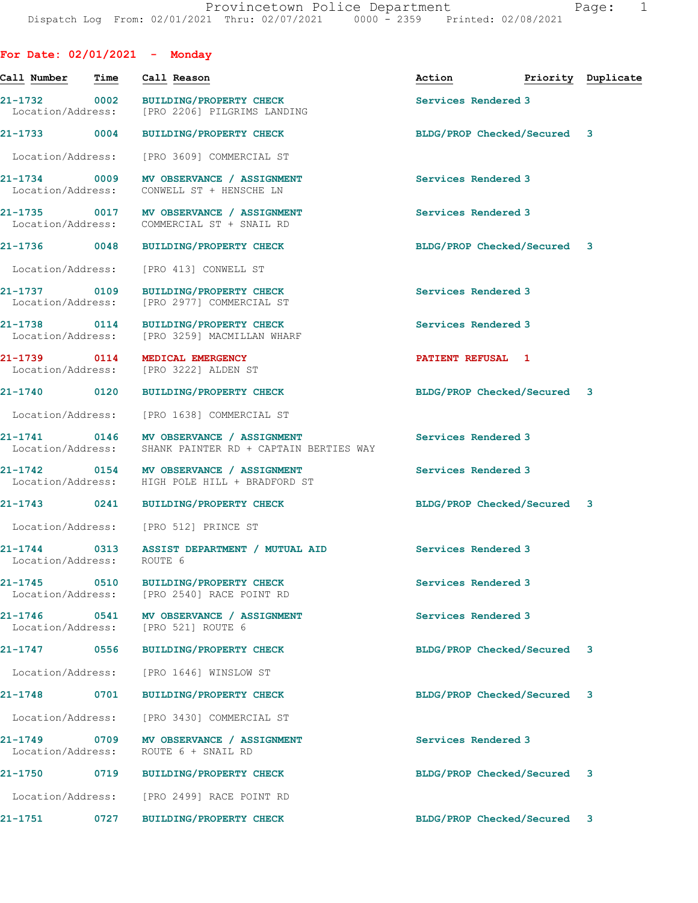Provincetown Police Department
Dispatch Log From: 02/01/2021 Thru: 02/07/2021 0000 - 2359 Printed: 02/08/2021

## For Date: 02/01/2021 - Monday

| Call Number | Time | Call Reason | Action | Priority | Duplicate |
|---|---|---|---|---|---|
| 21-1732 | 0002 | BUILDING/PROPERTY CHECK<br>Location/Address: [PRO 2206] PILGRIMS LANDING | Services Rendered | 3 | |
| 21-1733 | 0004 | BUILDING/PROPERTY CHECK<br>Location/Address: [PRO 3609] COMMERCIAL ST | BLDG/PROP Checked/Secured | 3 | |
| 21-1734 | 0009 | MV OBSERVANCE / ASSIGNMENT<br>Location/Address: CONWELL ST + HENSCHE LN | Services Rendered | 3 | |
| 21-1735 | 0017 | MV OBSERVANCE / ASSIGNMENT<br>Location/Address: COMMERCIAL ST + SNAIL RD | Services Rendered | 3 | |
| 21-1736 | 0048 | BUILDING/PROPERTY CHECK<br>Location/Address: [PRO 413] CONWELL ST | BLDG/PROP Checked/Secured | 3 | |
| 21-1737 | 0109 | BUILDING/PROPERTY CHECK<br>Location/Address: [PRO 2977] COMMERCIAL ST | Services Rendered | 3 | |
| 21-1738 | 0114 | BUILDING/PROPERTY CHECK<br>Location/Address: [PRO 3259] MACMILLAN WHARF | Services Rendered | 3 | |
| 21-1739 | 0114 | MEDICAL EMERGENCY<br>Location/Address: [PRO 3222] ALDEN ST | PATIENT REFUSAL | 1 | |
| 21-1740 | 0120 | BUILDING/PROPERTY CHECK<br>Location/Address: [PRO 1638] COMMERCIAL ST | BLDG/PROP Checked/Secured | 3 | |
| 21-1741 | 0146 | MV OBSERVANCE / ASSIGNMENT<br>Location/Address: SHANK PAINTER RD + CAPTAIN BERTIES WAY | Services Rendered | 3 | |
| 21-1742 | 0154 | MV OBSERVANCE / ASSIGNMENT<br>Location/Address: HIGH POLE HILL + BRADFORD ST | Services Rendered | 3 | |
| 21-1743 | 0241 | BUILDING/PROPERTY CHECK<br>Location/Address: [PRO 512] PRINCE ST | BLDG/PROP Checked/Secured | 3 | |
| 21-1744 | 0313 | ASSIST DEPARTMENT / MUTUAL AID<br>Location/Address: ROUTE 6 | Services Rendered | 3 | |
| 21-1745 | 0510 | BUILDING/PROPERTY CHECK<br>Location/Address: [PRO 2540] RACE POINT RD | Services Rendered | 3 | |
| 21-1746 | 0541 | MV OBSERVANCE / ASSIGNMENT<br>Location/Address: [PRO 521] ROUTE 6 | Services Rendered | 3 | |
| 21-1747 | 0556 | BUILDING/PROPERTY CHECK<br>Location/Address: [PRO 1646] WINSLOW ST | BLDG/PROP Checked/Secured | 3 | |
| 21-1748 | 0701 | BUILDING/PROPERTY CHECK<br>Location/Address: [PRO 3430] COMMERCIAL ST | BLDG/PROP Checked/Secured | 3 | |
| 21-1749 | 0709 | MV OBSERVANCE / ASSIGNMENT<br>Location/Address: ROUTE 6 + SNAIL RD | Services Rendered | 3 | |
| 21-1750 | 0719 | BUILDING/PROPERTY CHECK<br>Location/Address: [PRO 2499] RACE POINT RD | BLDG/PROP Checked/Secured | 3 | |
| 21-1751 | 0727 | BUILDING/PROPERTY CHECK | BLDG/PROP Checked/Secured | 3 | |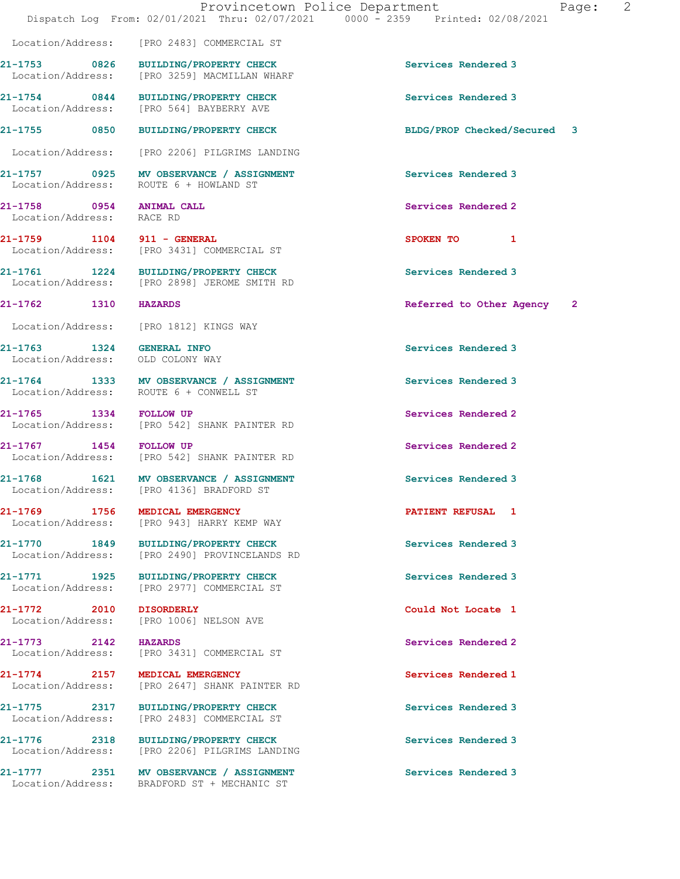Location/Address: [PRO 2483] COMMERCIAL ST

| Call # | Time | Call Type | Disposition |
|---|---|---|---|
| 21-1753 | 0826 | BUILDING/PROPERTY CHECK | Services Rendered 3 |
| | | Location/Address: [PRO 3259] MACMILLAN WHARF | |
| 21-1754 | 0844 | BUILDING/PROPERTY CHECK | Services Rendered 3 |
| | | Location/Address: [PRO 564] BAYBERRY AVE | |
| 21-1755 | 0850 | BUILDING/PROPERTY CHECK | BLDG/PROP Checked/Secured 3 |
| | | Location/Address: [PRO 2206] PILGRIMS LANDING | |
| 21-1757 | 0925 | MV OBSERVANCE / ASSIGNMENT | Services Rendered 3 |
| | | Location/Address: ROUTE 6 + HOWLAND ST | |
| 21-1758 | 0954 | ANIMAL CALL | Services Rendered 2 |
| | | Location/Address: RACE RD | |
| 21-1759 | 1104 | 911 - GENERAL | SPOKEN TO 1 |
| | | Location/Address: [PRO 3431] COMMERCIAL ST | |
| 21-1761 | 1224 | BUILDING/PROPERTY CHECK | Services Rendered 3 |
| | | Location/Address: [PRO 2898] JEROME SMITH RD | |
| 21-1762 | 1310 | HAZARDS | Referred to Other Agency 2 |
| | | Location/Address: [PRO 1812] KINGS WAY | |
| 21-1763 | 1324 | GENERAL INFO | Services Rendered 3 |
| | | Location/Address: OLD COLONY WAY | |
| 21-1764 | 1333 | MV OBSERVANCE / ASSIGNMENT | Services Rendered 3 |
| | | Location/Address: ROUTE 6 + CONWELL ST | |
| 21-1765 | 1334 | FOLLOW UP | Services Rendered 2 |
| | | Location/Address: [PRO 542] SHANK PAINTER RD | |
| 21-1767 | 1454 | FOLLOW UP | Services Rendered 2 |
| | | Location/Address: [PRO 542] SHANK PAINTER RD | |
| 21-1768 | 1621 | MV OBSERVANCE / ASSIGNMENT | Services Rendered 3 |
| | | Location/Address: [PRO 4136] BRADFORD ST | |
| 21-1769 | 1756 | MEDICAL EMERGENCY | PATIENT REFUSAL 1 |
| | | Location/Address: [PRO 943] HARRY KEMP WAY | |
| 21-1770 | 1849 | BUILDING/PROPERTY CHECK | Services Rendered 3 |
| | | Location/Address: [PRO 2490] PROVINCELANDS RD | |
| 21-1771 | 1925 | BUILDING/PROPERTY CHECK | Services Rendered 3 |
| | | Location/Address: [PRO 2977] COMMERCIAL ST | |
| 21-1772 | 2010 | DISORDERLY | Could Not Locate 1 |
| | | Location/Address: [PRO 1006] NELSON AVE | |
| 21-1773 | 2142 | HAZARDS | Services Rendered 2 |
| | | Location/Address: [PRO 3431] COMMERCIAL ST | |
| 21-1774 | 2157 | MEDICAL EMERGENCY | Services Rendered 1 |
| | | Location/Address: [PRO 2647] SHANK PAINTER RD | |
| 21-1775 | 2317 | BUILDING/PROPERTY CHECK | Services Rendered 3 |
| | | Location/Address: [PRO 2483] COMMERCIAL ST | |
| 21-1776 | 2318 | BUILDING/PROPERTY CHECK | Services Rendered 3 |
| | | Location/Address: [PRO 2206] PILGRIMS LANDING | |
| 21-1777 | 2351 | MV OBSERVANCE / ASSIGNMENT | Services Rendered 3 |
| | | Location/Address: BRADFORD ST + MECHANIC ST | |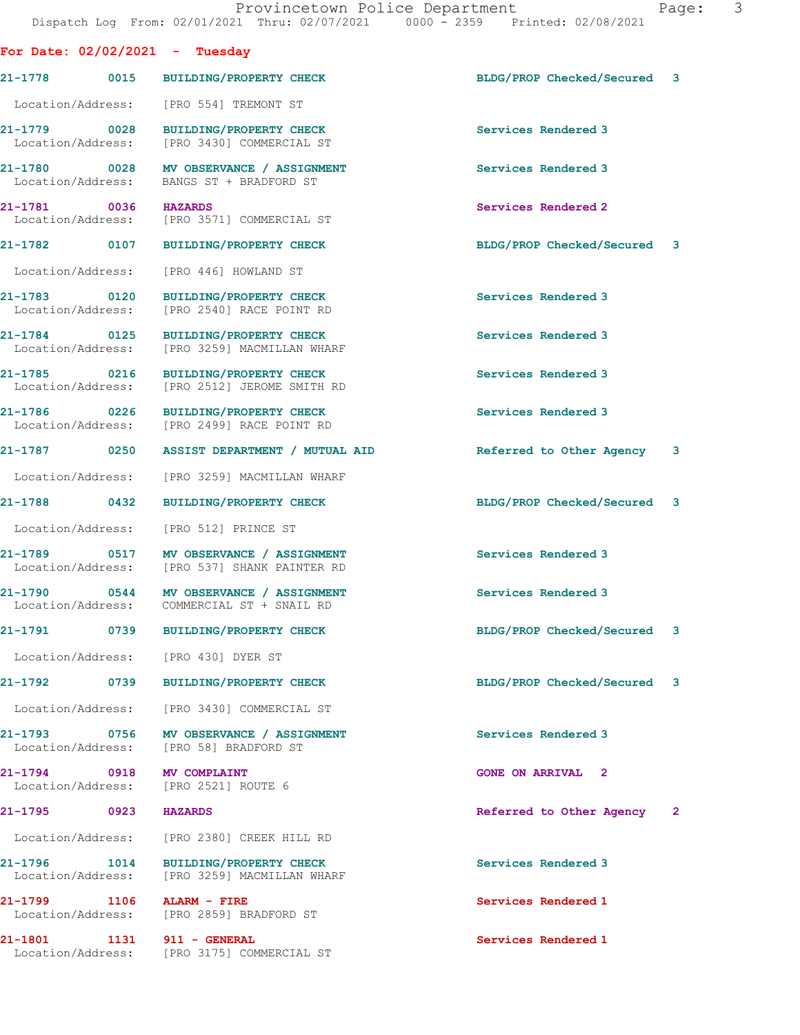**For Date: 02/02/2021 - Tuesday**

| Call # | Time | Call Type | Disposition | Priority |
|---|---|---|---|---|
| 21-1778 | 0015 | BUILDING/PROPERTY CHECK | BLDG/PROP Checked/Secured | 3 |
| | | Location/Address: [PRO 554] TREMONT ST | | |
| 21-1779 | 0028 | BUILDING/PROPERTY CHECK | Services Rendered | 3 |
| | | Location/Address: [PRO 3430] COMMERCIAL ST | | |
| 21-1780 | 0028 | MV OBSERVANCE / ASSIGNMENT | Services Rendered | 3 |
| | | Location/Address: BANGS ST + BRADFORD ST | | |
| 21-1781 | 0036 | HAZARDS | Services Rendered | 2 |
| | | Location/Address: [PRO 3571] COMMERCIAL ST | | |
| 21-1782 | 0107 | BUILDING/PROPERTY CHECK | BLDG/PROP Checked/Secured | 3 |
| | | Location/Address: [PRO 446] HOWLAND ST | | |
| 21-1783 | 0120 | BUILDING/PROPERTY CHECK | Services Rendered | 3 |
| | | Location/Address: [PRO 2540] RACE POINT RD | | |
| 21-1784 | 0125 | BUILDING/PROPERTY CHECK | Services Rendered | 3 |
| | | Location/Address: [PRO 3259] MACMILLAN WHARF | | |
| 21-1785 | 0216 | BUILDING/PROPERTY CHECK | Services Rendered | 3 |
| | | Location/Address: [PRO 2512] JEROME SMITH RD | | |
| 21-1786 | 0226 | BUILDING/PROPERTY CHECK | Services Rendered | 3 |
| | | Location/Address: [PRO 2499] RACE POINT RD | | |
| 21-1787 | 0250 | ASSIST DEPARTMENT / MUTUAL AID | Referred to Other Agency | 3 |
| | | Location/Address: [PRO 3259] MACMILLAN WHARF | | |
| 21-1788 | 0432 | BUILDING/PROPERTY CHECK | BLDG/PROP Checked/Secured | 3 |
| | | Location/Address: [PRO 512] PRINCE ST | | |
| 21-1789 | 0517 | MV OBSERVANCE / ASSIGNMENT | Services Rendered | 3 |
| | | Location/Address: [PRO 537] SHANK PAINTER RD | | |
| 21-1790 | 0544 | MV OBSERVANCE / ASSIGNMENT | Services Rendered | 3 |
| | | Location/Address: COMMERCIAL ST + SNAIL RD | | |
| 21-1791 | 0739 | BUILDING/PROPERTY CHECK | BLDG/PROP Checked/Secured | 3 |
| | | Location/Address: [PRO 430] DYER ST | | |
| 21-1792 | 0739 | BUILDING/PROPERTY CHECK | BLDG/PROP Checked/Secured | 3 |
| | | Location/Address: [PRO 3430] COMMERCIAL ST | | |
| 21-1793 | 0756 | MV OBSERVANCE / ASSIGNMENT | Services Rendered | 3 |
| | | Location/Address: [PRO 58] BRADFORD ST | | |
| 21-1794 | 0918 | MV COMPLAINT | GONE ON ARRIVAL | 2 |
| | | Location/Address: [PRO 2521] ROUTE 6 | | |
| 21-1795 | 0923 | HAZARDS | Referred to Other Agency | 2 |
| | | Location/Address: [PRO 2380] CREEK HILL RD | | |
| 21-1796 | 1014 | BUILDING/PROPERTY CHECK | Services Rendered | 3 |
| | | Location/Address: [PRO 3259] MACMILLAN WHARF | | |
| 21-1799 | 1106 | ALARM - FIRE | Services Rendered | 1 |
| | | Location/Address: [PRO 2859] BRADFORD ST | | |
| 21-1801 | 1131 | 911 - GENERAL | Services Rendered | 1 |
| | | Location/Address: [PRO 3175] COMMERCIAL ST | | |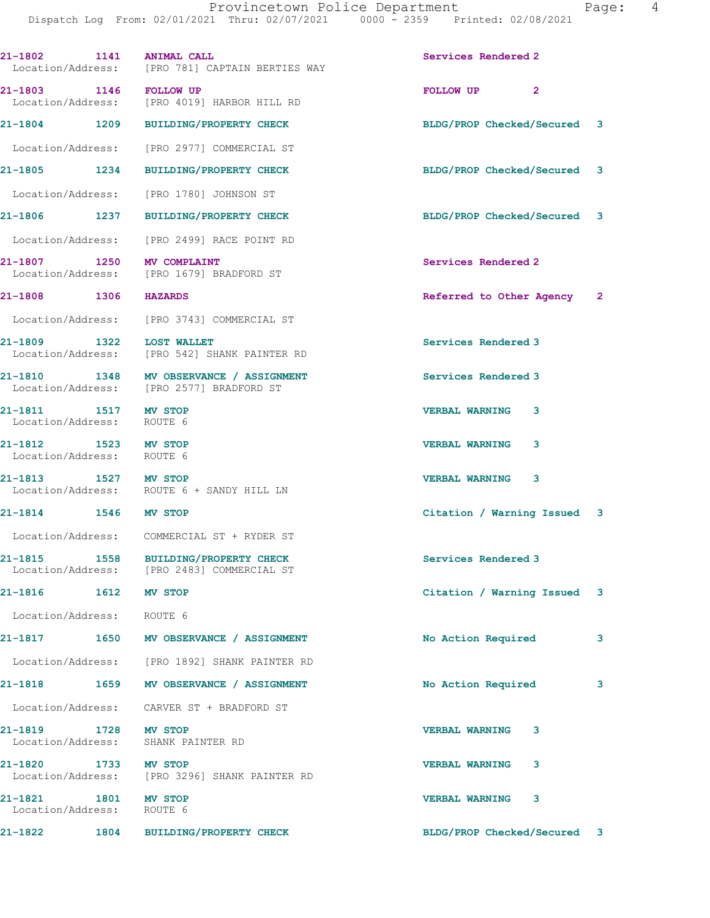| Call Number | Time | Call Reason | Action | Priority |
|---|---|---|---|---|
| 21-1802 | 1141 | ANIMAL CALL | Services Rendered | 2 |
| Location/Address: [PRO 781] CAPTAIN BERTIES WAY | | | | |
| 21-1803 | 1146 | FOLLOW UP | FOLLOW UP | 2 |
| Location/Address: [PRO 4019] HARBOR HILL RD | | | | |
| 21-1804 | 1209 | BUILDING/PROPERTY CHECK | BLDG/PROP Checked/Secured | 3 |
| Location/Address: [PRO 2977] COMMERCIAL ST | | | | |
| 21-1805 | 1234 | BUILDING/PROPERTY CHECK | BLDG/PROP Checked/Secured | 3 |
| Location/Address: [PRO 1780] JOHNSON ST | | | | |
| 21-1806 | 1237 | BUILDING/PROPERTY CHECK | BLDG/PROP Checked/Secured | 3 |
| Location/Address: [PRO 2499] RACE POINT RD | | | | |
| 21-1807 | 1250 | MV COMPLAINT | Services Rendered | 2 |
| Location/Address: [PRO 1679] BRADFORD ST | | | | |
| 21-1808 | 1306 | HAZARDS | Referred to Other Agency | 2 |
| Location/Address: [PRO 3743] COMMERCIAL ST | | | | |
| 21-1809 | 1322 | LOST WALLET | Services Rendered | 3 |
| Location/Address: [PRO 542] SHANK PAINTER RD | | | | |
| 21-1810 | 1348 | MV OBSERVANCE / ASSIGNMENT | Services Rendered | 3 |
| Location/Address: [PRO 2577] BRADFORD ST | | | | |
| 21-1811 | 1517 | MV STOP | VERBAL WARNING | 3 |
| Location/Address: ROUTE 6 | | | | |
| 21-1812 | 1523 | MV STOP | VERBAL WARNING | 3 |
| Location/Address: ROUTE 6 | | | | |
| 21-1813 | 1527 | MV STOP | VERBAL WARNING | 3 |
| Location/Address: ROUTE 6 + SANDY HILL LN | | | | |
| 21-1814 | 1546 | MV STOP | Citation / Warning Issued | 3 |
| Location/Address: COMMERCIAL ST + RYDER ST | | | | |
| 21-1815 | 1558 | BUILDING/PROPERTY CHECK | Services Rendered | 3 |
| Location/Address: [PRO 2483] COMMERCIAL ST | | | | |
| 21-1816 | 1612 | MV STOP | Citation / Warning Issued | 3 |
| Location/Address: ROUTE 6 | | | | |
| 21-1817 | 1650 | MV OBSERVANCE / ASSIGNMENT | No Action Required | 3 |
| Location/Address: [PRO 1892] SHANK PAINTER RD | | | | |
| 21-1818 | 1659 | MV OBSERVANCE / ASSIGNMENT | No Action Required | 3 |
| Location/Address: CARVER ST + BRADFORD ST | | | | |
| 21-1819 | 1728 | MV STOP | VERBAL WARNING | 3 |
| Location/Address: SHANK PAINTER RD | | | | |
| 21-1820 | 1733 | MV STOP | VERBAL WARNING | 3 |
| Location/Address: [PRO 3296] SHANK PAINTER RD | | | | |
| 21-1821 | 1801 | MV STOP | VERBAL WARNING | 3 |
| Location/Address: ROUTE 6 | | | | |
| 21-1822 | 1804 | BUILDING/PROPERTY CHECK | BLDG/PROP Checked/Secured | 3 |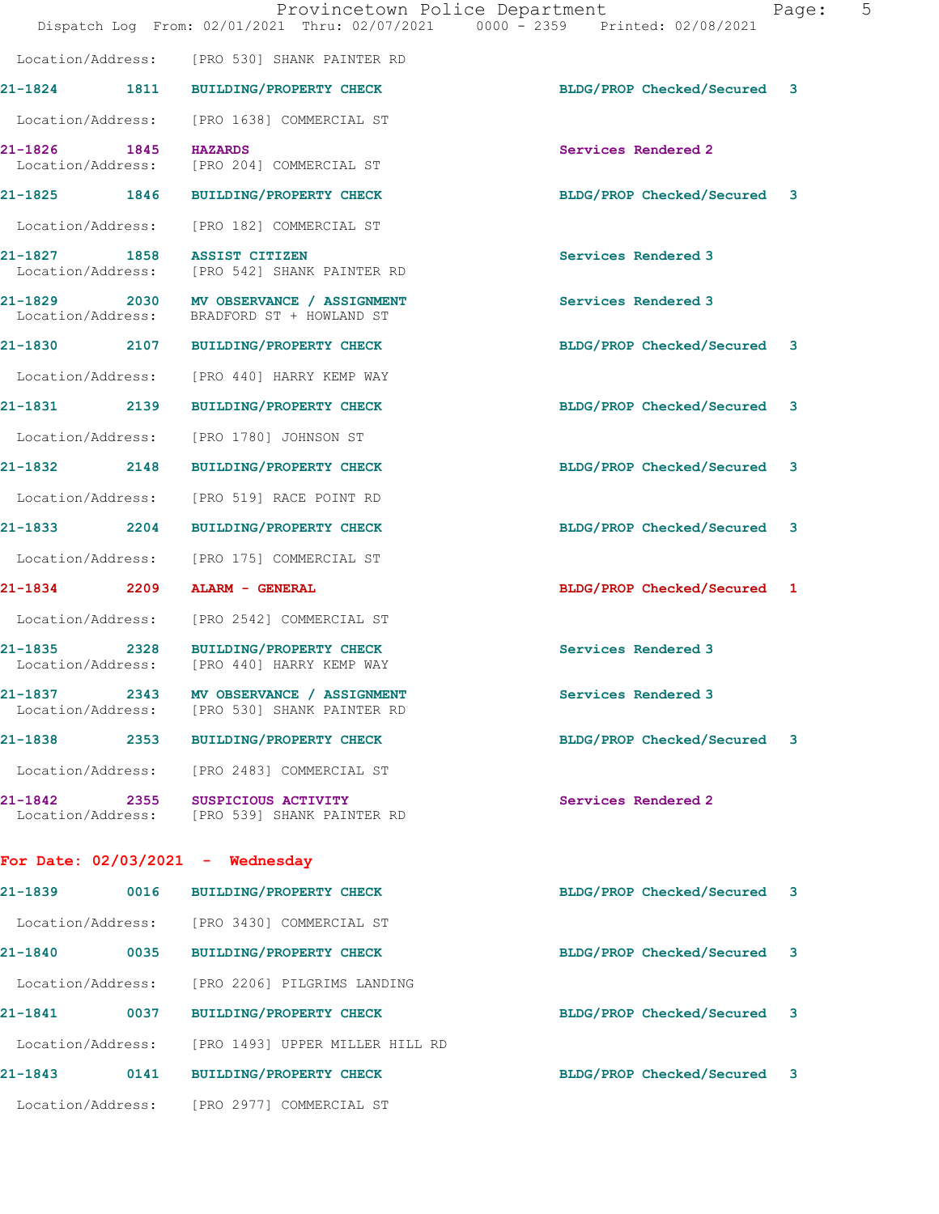Location/Address: [PRO 530] SHANK PAINTER RD

**21-1824 1811 BUILDING/PROPERTY CHECK** BLDG/PROP Checked/Secured 3

Location/Address: [PRO 1638] COMMERCIAL ST

**21-1826 1845 HAZARDS** Services Rendered 2
Location/Address: [PRO 204] COMMERCIAL ST

**21-1825 1846 BUILDING/PROPERTY CHECK** BLDG/PROP Checked/Secured 3

Location/Address: [PRO 182] COMMERCIAL ST

**21-1827 1858 ASSIST CITIZEN** Services Rendered 3
Location/Address: [PRO 542] SHANK PAINTER RD

**21-1829 2030 MV OBSERVANCE / ASSIGNMENT** Services Rendered 3
Location/Address: BRADFORD ST + HOWLAND ST

**21-1830 2107 BUILDING/PROPERTY CHECK** BLDG/PROP Checked/Secured 3

Location/Address: [PRO 440] HARRY KEMP WAY

**21-1831 2139 BUILDING/PROPERTY CHECK** BLDG/PROP Checked/Secured 3

Location/Address: [PRO 1780] JOHNSON ST

**21-1832 2148 BUILDING/PROPERTY CHECK** BLDG/PROP Checked/Secured 3

Location/Address: [PRO 519] RACE POINT RD

**21-1833 2204 BUILDING/PROPERTY CHECK** BLDG/PROP Checked/Secured 3

Location/Address: [PRO 175] COMMERCIAL ST

**21-1834 2209 ALARM - GENERAL** BLDG/PROP Checked/Secured 1

Location/Address: [PRO 2542] COMMERCIAL ST

**21-1835 2328 BUILDING/PROPERTY CHECK** Services Rendered 3
Location/Address: [PRO 440] HARRY KEMP WAY

**21-1837 2343 MV OBSERVANCE / ASSIGNMENT** Services Rendered 3
Location/Address: [PRO 530] SHANK PAINTER RD

**21-1838 2353 BUILDING/PROPERTY CHECK** BLDG/PROP Checked/Secured 3

Location/Address: [PRO 2483] COMMERCIAL ST

**21-1842 2355 SUSPICIOUS ACTIVITY** Services Rendered 2
Location/Address: [PRO 539] SHANK PAINTER RD

## For Date: 02/03/2021 - Wednesday

**21-1839 0016 BUILDING/PROPERTY CHECK** BLDG/PROP Checked/Secured 3

Location/Address: [PRO 3430] COMMERCIAL ST

**21-1840 0035 BUILDING/PROPERTY CHECK** BLDG/PROP Checked/Secured 3

Location/Address: [PRO 2206] PILGRIMS LANDING

**21-1841 0037 BUILDING/PROPERTY CHECK** BLDG/PROP Checked/Secured 3

Location/Address: [PRO 1493] UPPER MILLER HILL RD

**21-1843 0141 BUILDING/PROPERTY CHECK** BLDG/PROP Checked/Secured 3

Location/Address: [PRO 2977] COMMERCIAL ST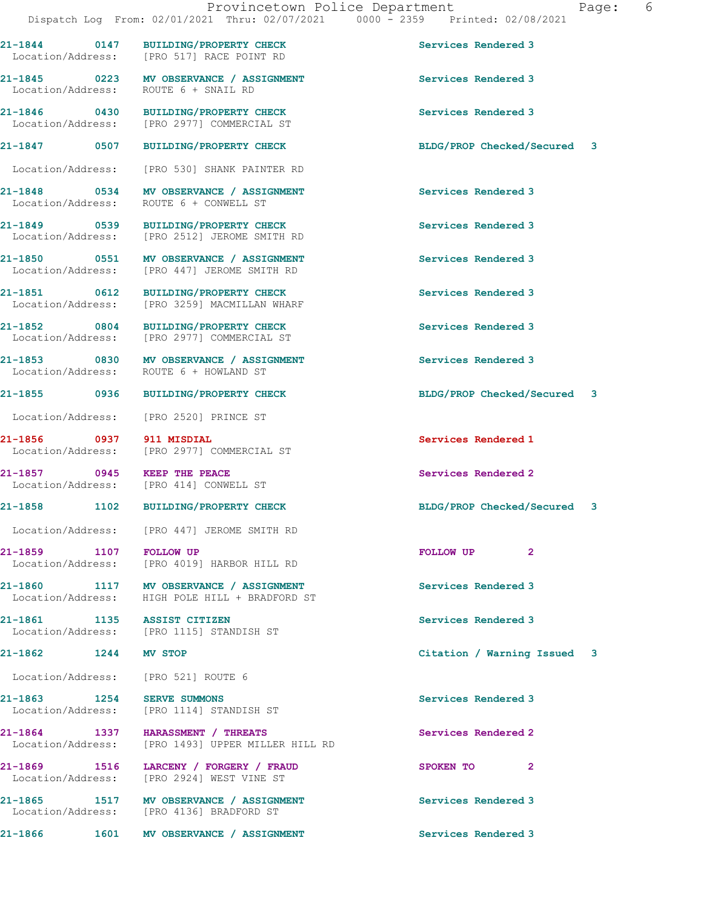| Call # | Time | Call Type | Disposition |
|---|---|---|---|
| 21-1844 | 0147 | BUILDING/PROPERTY CHECK | Services Rendered 3 |
| Location/Address: | | [PRO 517] RACE POINT RD | |
| 21-1845 | 0223 | MV OBSERVANCE / ASSIGNMENT | Services Rendered 3 |
| Location/Address: | | ROUTE 6 + SNAIL RD | |
| 21-1846 | 0430 | BUILDING/PROPERTY CHECK | Services Rendered 3 |
| Location/Address: | | [PRO 2977] COMMERCIAL ST | |
| 21-1847 | 0507 | BUILDING/PROPERTY CHECK | BLDG/PROP Checked/Secured 3 |
| Location/Address: | | [PRO 530] SHANK PAINTER RD | |
| 21-1848 | 0534 | MV OBSERVANCE / ASSIGNMENT | Services Rendered 3 |
| Location/Address: | | ROUTE 6 + CONWELL ST | |
| 21-1849 | 0539 | BUILDING/PROPERTY CHECK | Services Rendered 3 |
| Location/Address: | | [PRO 2512] JEROME SMITH RD | |
| 21-1850 | 0551 | MV OBSERVANCE / ASSIGNMENT | Services Rendered 3 |
| Location/Address: | | [PRO 447] JEROME SMITH RD | |
| 21-1851 | 0612 | BUILDING/PROPERTY CHECK | Services Rendered 3 |
| Location/Address: | | [PRO 3259] MACMILLAN WHARF | |
| 21-1852 | 0804 | BUILDING/PROPERTY CHECK | Services Rendered 3 |
| Location/Address: | | [PRO 2977] COMMERCIAL ST | |
| 21-1853 | 0830 | MV OBSERVANCE / ASSIGNMENT | Services Rendered 3 |
| Location/Address: | | ROUTE 6 + HOWLAND ST | |
| 21-1855 | 0936 | BUILDING/PROPERTY CHECK | BLDG/PROP Checked/Secured 3 |
| Location/Address: | | [PRO 2520] PRINCE ST | |
| 21-1856 | 0937 | 911 MISDIAL | Services Rendered 1 |
| Location/Address: | | [PRO 2977] COMMERCIAL ST | |
| 21-1857 | 0945 | KEEP THE PEACE | Services Rendered 2 |
| Location/Address: | | [PRO 414] CONWELL ST | |
| 21-1858 | 1102 | BUILDING/PROPERTY CHECK | BLDG/PROP Checked/Secured 3 |
| Location/Address: | | [PRO 447] JEROME SMITH RD | |
| 21-1859 | 1107 | FOLLOW UP | FOLLOW UP 2 |
| Location/Address: | | [PRO 4019] HARBOR HILL RD | |
| 21-1860 | 1117 | MV OBSERVANCE / ASSIGNMENT | Services Rendered 3 |
| Location/Address: | | HIGH POLE HILL + BRADFORD ST | |
| 21-1861 | 1135 | ASSIST CITIZEN | Services Rendered 3 |
| Location/Address: | | [PRO 1115] STANDISH ST | |
| 21-1862 | 1244 | MV STOP | Citation / Warning Issued 3 |
| Location/Address: | | [PRO 521] ROUTE 6 | |
| 21-1863 | 1254 | SERVE SUMMONS | Services Rendered 3 |
| Location/Address: | | [PRO 1114] STANDISH ST | |
| 21-1864 | 1337 | HARASSMENT / THREATS | Services Rendered 2 |
| Location/Address: | | [PRO 1493] UPPER MILLER HILL RD | |
| 21-1869 | 1516 | LARCENY / FORGERY / FRAUD | SPOKEN TO 2 |
| Location/Address: | | [PRO 2924] WEST VINE ST | |
| 21-1865 | 1517 | MV OBSERVANCE / ASSIGNMENT | Services Rendered 3 |
| Location/Address: | | [PRO 4136] BRADFORD ST | |
| 21-1866 | 1601 | MV OBSERVANCE / ASSIGNMENT | Services Rendered 3 |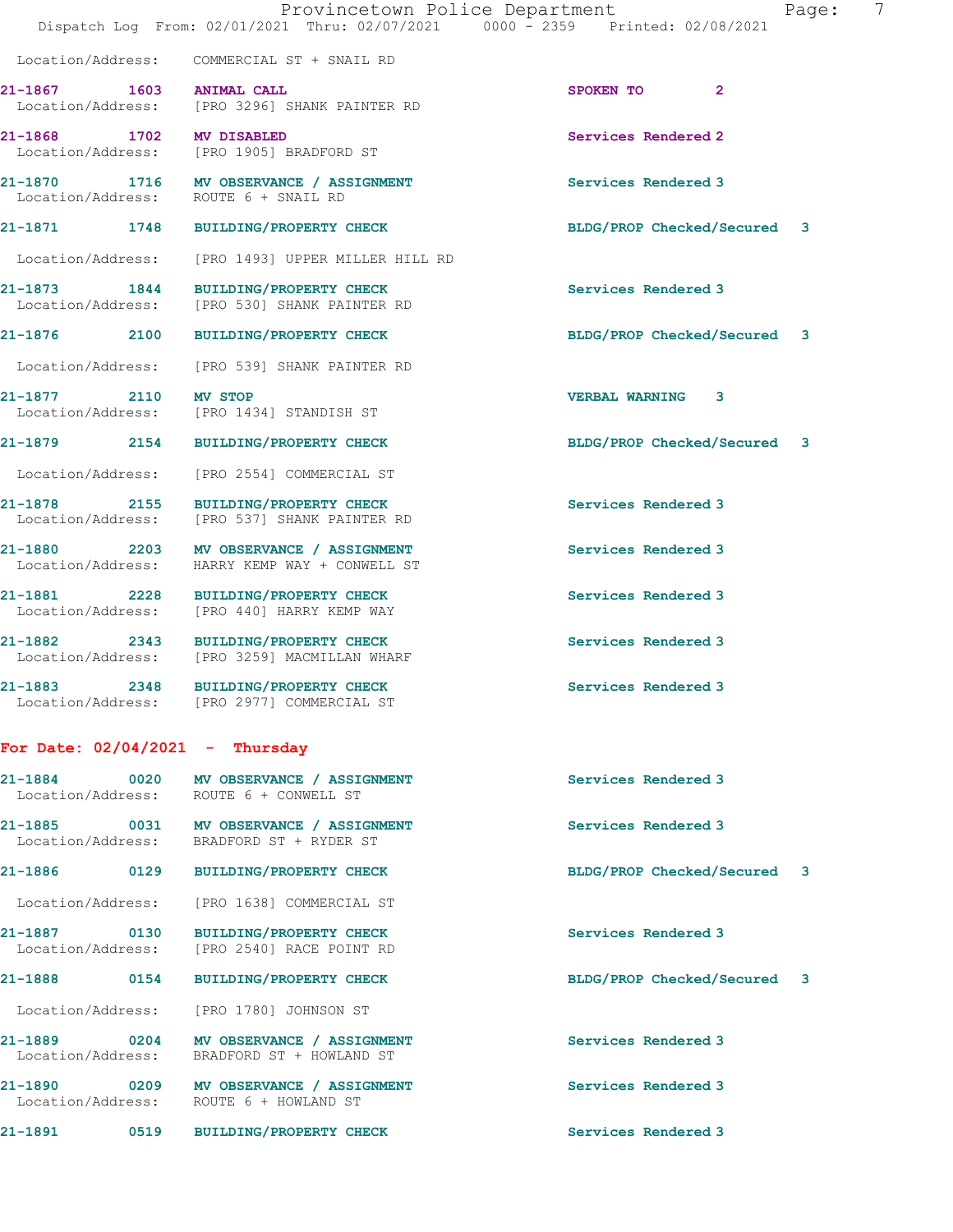Location/Address: COMMERCIAL ST + SNAIL RD

**21-1867 1603 ANIMAL CALL** SPOKEN TO 2
Location/Address: [PRO 3296] SHANK PAINTER RD

**21-1868 1702 MV DISABLED** Services Rendered 2
Location/Address: [PRO 1905] BRADFORD ST

**21-1870 1716 MV OBSERVANCE / ASSIGNMENT** Services Rendered 3
Location/Address: ROUTE 6 + SNAIL RD

**21-1871 1748 BUILDING/PROPERTY CHECK** BLDG/PROP Checked/Secured 3
Location/Address: [PRO 1493] UPPER MILLER HILL RD

**21-1873 1844 BUILDING/PROPERTY CHECK** Services Rendered 3
Location/Address: [PRO 530] SHANK PAINTER RD

**21-1876 2100 BUILDING/PROPERTY CHECK** BLDG/PROP Checked/Secured 3
Location/Address: [PRO 539] SHANK PAINTER RD

**21-1877 2110 MV STOP** VERBAL WARNING 3
Location/Address: [PRO 1434] STANDISH ST

**21-1879 2154 BUILDING/PROPERTY CHECK** BLDG/PROP Checked/Secured 3
Location/Address: [PRO 2554] COMMERCIAL ST

**21-1878 2155 BUILDING/PROPERTY CHECK** Services Rendered 3
Location/Address: [PRO 537] SHANK PAINTER RD

**21-1880 2203 MV OBSERVANCE / ASSIGNMENT** Services Rendered 3
Location/Address: HARRY KEMP WAY + CONWELL ST

**21-1881 2228 BUILDING/PROPERTY CHECK** Services Rendered 3
Location/Address: [PRO 440] HARRY KEMP WAY

**21-1882 2343 BUILDING/PROPERTY CHECK** Services Rendered 3
Location/Address: [PRO 3259] MACMILLAN WHARF

**21-1883 2348 BUILDING/PROPERTY CHECK** Services Rendered 3
Location/Address: [PRO 2977] COMMERCIAL ST

## For Date: 02/04/2021 - Thursday

**21-1884 0020 MV OBSERVANCE / ASSIGNMENT** Services Rendered 3
Location/Address: ROUTE 6 + CONWELL ST

**21-1885 0031 MV OBSERVANCE / ASSIGNMENT** Services Rendered 3
Location/Address: BRADFORD ST + RYDER ST

**21-1886 0129 BUILDING/PROPERTY CHECK** BLDG/PROP Checked/Secured 3
Location/Address: [PRO 1638] COMMERCIAL ST

**21-1887 0130 BUILDING/PROPERTY CHECK** Services Rendered 3
Location/Address: [PRO 2540] RACE POINT RD

**21-1888 0154 BUILDING/PROPERTY CHECK** BLDG/PROP Checked/Secured 3
Location/Address: [PRO 1780] JOHNSON ST

**21-1889 0204 MV OBSERVANCE / ASSIGNMENT** Services Rendered 3
Location/Address: BRADFORD ST + HOWLAND ST

**21-1890 0209 MV OBSERVANCE / ASSIGNMENT** Services Rendered 3
Location/Address: ROUTE 6 + HOWLAND ST

**21-1891 0519 BUILDING/PROPERTY CHECK** Services Rendered 3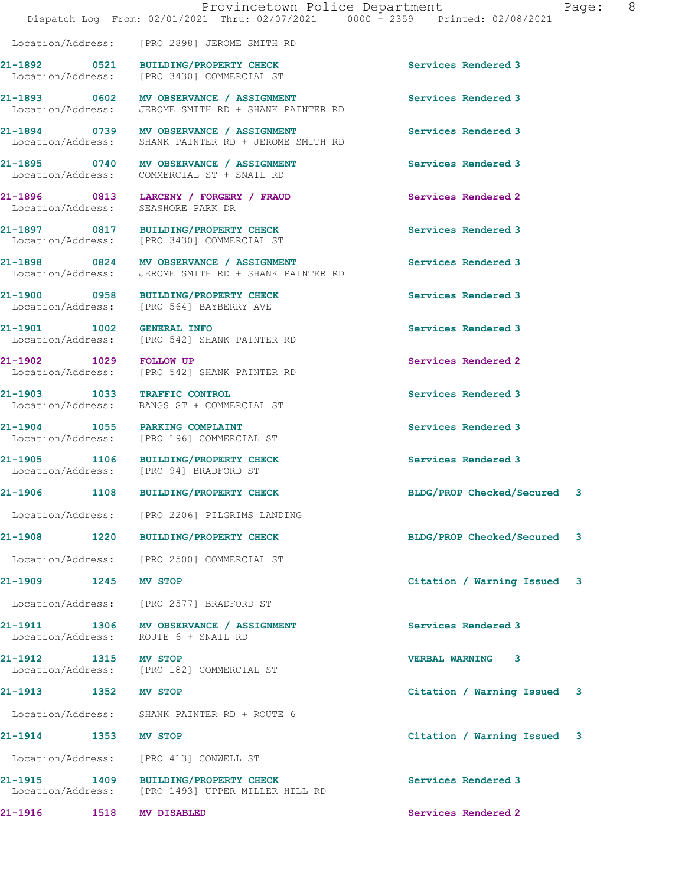Location/Address: [PRO 2898] JEROME SMITH RD

| Call # | Time | Call Reason | Action |
|---|---|---|---|
| 21-1892 | 0521 | BUILDING/PROPERTY CHECK | Services Rendered 3 |
| | | Location/Address: [PRO 3430] COMMERCIAL ST | |
| 21-1893 | 0602 | MV OBSERVANCE / ASSIGNMENT | Services Rendered 3 |
| | | Location/Address: JEROME SMITH RD + SHANK PAINTER RD | |
| 21-1894 | 0739 | MV OBSERVANCE / ASSIGNMENT | Services Rendered 3 |
| | | Location/Address: SHANK PAINTER RD + JEROME SMITH RD | |
| 21-1895 | 0740 | MV OBSERVANCE / ASSIGNMENT | Services Rendered 3 |
| | | Location/Address: COMMERCIAL ST + SNAIL RD | |
| 21-1896 | 0813 | LARCENY / FORGERY / FRAUD | Services Rendered 2 |
| | | Location/Address: SEASHORE PARK DR | |
| 21-1897 | 0817 | BUILDING/PROPERTY CHECK | Services Rendered 3 |
| | | Location/Address: [PRO 3430] COMMERCIAL ST | |
| 21-1898 | 0824 | MV OBSERVANCE / ASSIGNMENT | Services Rendered 3 |
| | | Location/Address: JEROME SMITH RD + SHANK PAINTER RD | |
| 21-1900 | 0958 | BUILDING/PROPERTY CHECK | Services Rendered 3 |
| | | Location/Address: [PRO 564] BAYBERRY AVE | |
| 21-1901 | 1002 | GENERAL INFO | Services Rendered 3 |
| | | Location/Address: [PRO 542] SHANK PAINTER RD | |
| 21-1902 | 1029 | FOLLOW UP | Services Rendered 2 |
| | | Location/Address: [PRO 542] SHANK PAINTER RD | |
| 21-1903 | 1033 | TRAFFIC CONTROL | Services Rendered 3 |
| | | Location/Address: BANGS ST + COMMERCIAL ST | |
| 21-1904 | 1055 | PARKING COMPLAINT | Services Rendered 3 |
| | | Location/Address: [PRO 196] COMMERCIAL ST | |
| 21-1905 | 1106 | BUILDING/PROPERTY CHECK | Services Rendered 3 |
| | | Location/Address: [PRO 94] BRADFORD ST | |
| 21-1906 | 1108 | BUILDING/PROPERTY CHECK | BLDG/PROP Checked/Secured 3 |
| | | Location/Address: [PRO 2206] PILGRIMS LANDING | |
| 21-1908 | 1220 | BUILDING/PROPERTY CHECK | BLDG/PROP Checked/Secured 3 |
| | | Location/Address: [PRO 2500] COMMERCIAL ST | |
| 21-1909 | 1245 | MV STOP | Citation / Warning Issued 3 |
| | | Location/Address: [PRO 2577] BRADFORD ST | |
| 21-1911 | 1306 | MV OBSERVANCE / ASSIGNMENT | Services Rendered 3 |
| | | Location/Address: ROUTE 6 + SNAIL RD | |
| 21-1912 | 1315 | MV STOP | VERBAL WARNING 3 |
| | | Location/Address: [PRO 182] COMMERCIAL ST | |
| 21-1913 | 1352 | MV STOP | Citation / Warning Issued 3 |
| | | Location/Address: SHANK PAINTER RD + ROUTE 6 | |
| 21-1914 | 1353 | MV STOP | Citation / Warning Issued 3 |
| | | Location/Address: [PRO 413] CONWELL ST | |
| 21-1915 | 1409 | BUILDING/PROPERTY CHECK | Services Rendered 3 |
| | | Location/Address: [PRO 1493] UPPER MILLER HILL RD | |
| 21-1916 | 1518 | MV DISABLED | Services Rendered 2 |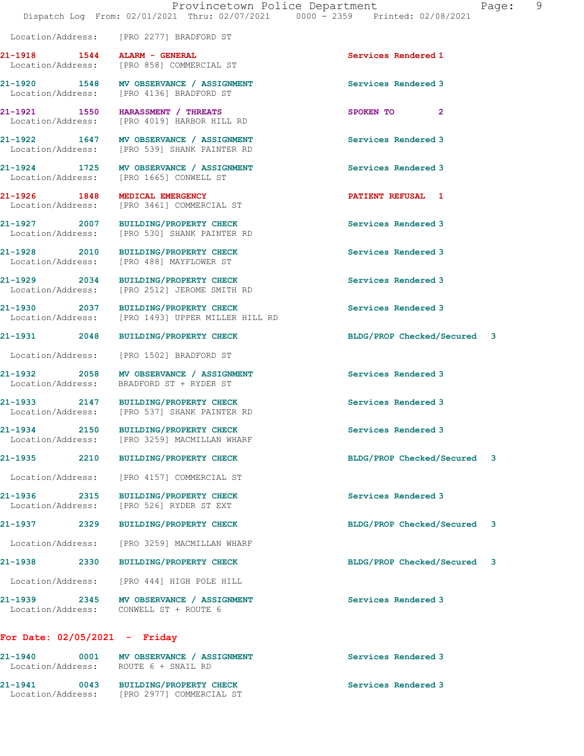Location/Address: [PRO 2277] BRADFORD ST

| Call # | Time | Call Reason | Action | Priority |
|---|---|---|---|---|
| 21-1918 | 1544 | ALARM - GENERAL | Services Rendered | 1 |
| | | Location/Address: [PRO 858] COMMERCIAL ST | | |
| 21-1920 | 1548 | MV OBSERVANCE / ASSIGNMENT | Services Rendered | 3 |
| | | Location/Address: [PRO 4136] BRADFORD ST | | |
| 21-1921 | 1550 | HARASSMENT / THREATS | SPOKEN TO | 2 |
| | | Location/Address: [PRO 4019] HARBOR HILL RD | | |
| 21-1922 | 1647 | MV OBSERVANCE / ASSIGNMENT | Services Rendered | 3 |
| | | Location/Address: [PRO 539] SHANK PAINTER RD | | |
| 21-1924 | 1725 | MV OBSERVANCE / ASSIGNMENT | Services Rendered | 3 |
| | | Location/Address: [PRO 1665] CONWELL ST | | |
| 21-1926 | 1848 | MEDICAL EMERGENCY | PATIENT REFUSAL | 1 |
| | | Location/Address: [PRO 3461] COMMERCIAL ST | | |
| 21-1927 | 2007 | BUILDING/PROPERTY CHECK | Services Rendered | 3 |
| | | Location/Address: [PRO 530] SHANK PAINTER RD | | |
| 21-1928 | 2010 | BUILDING/PROPERTY CHECK | Services Rendered | 3 |
| | | Location/Address: [PRO 488] MAYFLOWER ST | | |
| 21-1929 | 2034 | BUILDING/PROPERTY CHECK | Services Rendered | 3 |
| | | Location/Address: [PRO 2512] JEROME SMITH RD | | |
| 21-1930 | 2037 | BUILDING/PROPERTY CHECK | Services Rendered | 3 |
| | | Location/Address: [PRO 1493] UPPER MILLER HILL RD | | |
| 21-1931 | 2048 | BUILDING/PROPERTY CHECK | BLDG/PROP Checked/Secured | 3 |
| | | Location/Address: [PRO 1502] BRADFORD ST | | |
| 21-1932 | 2058 | MV OBSERVANCE / ASSIGNMENT | Services Rendered | 3 |
| | | Location/Address: BRADFORD ST + RYDER ST | | |
| 21-1933 | 2147 | BUILDING/PROPERTY CHECK | Services Rendered | 3 |
| | | Location/Address: [PRO 537] SHANK PAINTER RD | | |
| 21-1934 | 2150 | BUILDING/PROPERTY CHECK | Services Rendered | 3 |
| | | Location/Address: [PRO 3259] MACMILLAN WHARF | | |
| 21-1935 | 2210 | BUILDING/PROPERTY CHECK | BLDG/PROP Checked/Secured | 3 |
| | | Location/Address: [PRO 4157] COMMERCIAL ST | | |
| 21-1936 | 2315 | BUILDING/PROPERTY CHECK | Services Rendered | 3 |
| | | Location/Address: [PRO 526] RYDER ST EXT | | |
| 21-1937 | 2329 | BUILDING/PROPERTY CHECK | BLDG/PROP Checked/Secured | 3 |
| | | Location/Address: [PRO 3259] MACMILLAN WHARF | | |
| 21-1938 | 2330 | BUILDING/PROPERTY CHECK | BLDG/PROP Checked/Secured | 3 |
| | | Location/Address: [PRO 444] HIGH POLE HILL | | |
| 21-1939 | 2345 | MV OBSERVANCE / ASSIGNMENT | Services Rendered | 3 |
| | | Location/Address: CONWELL ST + ROUTE 6 | | |

## For Date: 02/05/2021 - Friday

| Call # | Time | Call Reason | Action | Priority |
|---|---|---|---|---|
| 21-1940 | 0001 | MV OBSERVANCE / ASSIGNMENT | Services Rendered | 3 |
| | | Location/Address: ROUTE 6 + SNAIL RD | | |
| 21-1941 | 0043 | BUILDING/PROPERTY CHECK | Services Rendered | 3 |
| | | Location/Address: [PRO 2977] COMMERCIAL ST | | |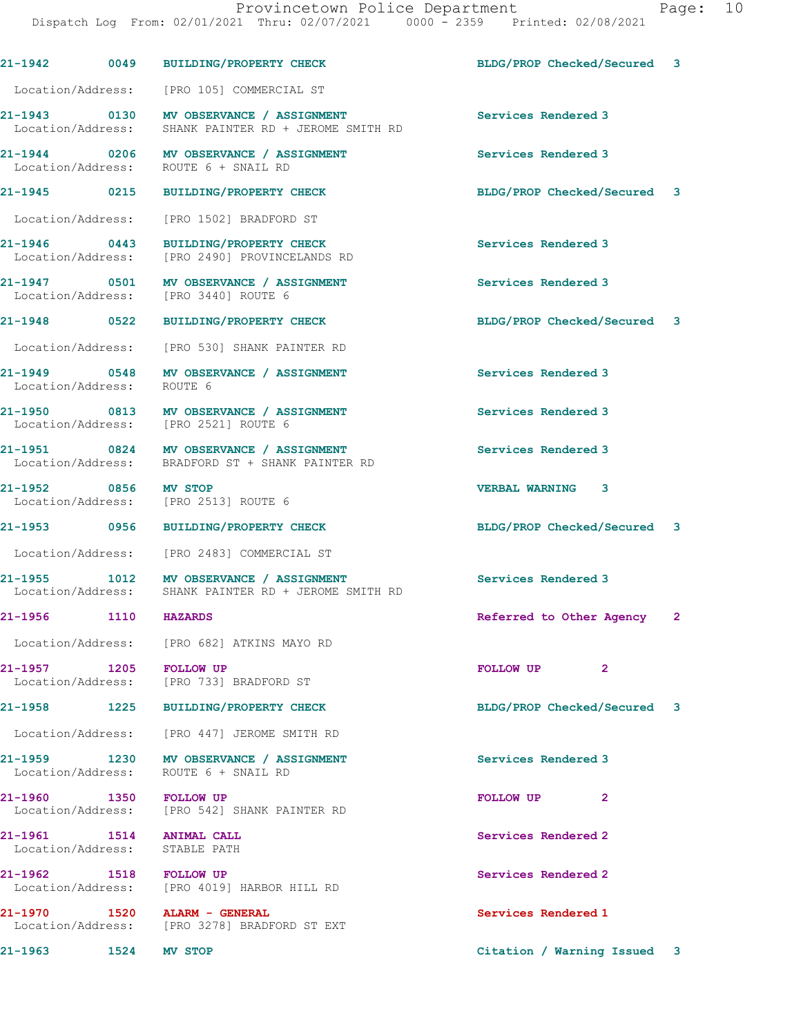| Call # | Time | Call Reason | Action | Priority |
|---|---|---|---|---|
| 21-1942 | 0049 | BUILDING/PROPERTY CHECK | BLDG/PROP Checked/Secured | 3 |
| Location/Address: | | [PRO 105] COMMERCIAL ST | | |
| 21-1943 | 0130 | MV OBSERVANCE / ASSIGNMENT | Services Rendered | 3 |
| Location/Address: | | SHANK PAINTER RD + JEROME SMITH RD | | |
| 21-1944 | 0206 | MV OBSERVANCE / ASSIGNMENT | Services Rendered | 3 |
| Location/Address: | | ROUTE 6 + SNAIL RD | | |
| 21-1945 | 0215 | BUILDING/PROPERTY CHECK | BLDG/PROP Checked/Secured | 3 |
| Location/Address: | | [PRO 1502] BRADFORD ST | | |
| 21-1946 | 0443 | BUILDING/PROPERTY CHECK | Services Rendered | 3 |
| Location/Address: | | [PRO 2490] PROVINCELANDS RD | | |
| 21-1947 | 0501 | MV OBSERVANCE / ASSIGNMENT | Services Rendered | 3 |
| Location/Address: | | [PRO 3440] ROUTE 6 | | |
| 21-1948 | 0522 | BUILDING/PROPERTY CHECK | BLDG/PROP Checked/Secured | 3 |
| Location/Address: | | [PRO 530] SHANK PAINTER RD | | |
| 21-1949 | 0548 | MV OBSERVANCE / ASSIGNMENT | Services Rendered | 3 |
| Location/Address: | | ROUTE 6 | | |
| 21-1950 | 0813 | MV OBSERVANCE / ASSIGNMENT | Services Rendered | 3 |
| Location/Address: | | [PRO 2521] ROUTE 6 | | |
| 21-1951 | 0824 | MV OBSERVANCE / ASSIGNMENT | Services Rendered | 3 |
| Location/Address: | | BRADFORD ST + SHANK PAINTER RD | | |
| 21-1952 | 0856 | MV STOP | VERBAL WARNING | 3 |
| Location/Address: | | [PRO 2513] ROUTE 6 | | |
| 21-1953 | 0956 | BUILDING/PROPERTY CHECK | BLDG/PROP Checked/Secured | 3 |
| Location/Address: | | [PRO 2483] COMMERCIAL ST | | |
| 21-1955 | 1012 | MV OBSERVANCE / ASSIGNMENT | Services Rendered | 3 |
| Location/Address: | | SHANK PAINTER RD + JEROME SMITH RD | | |
| 21-1956 | 1110 | HAZARDS | Referred to Other Agency | 2 |
| Location/Address: | | [PRO 682] ATKINS MAYO RD | | |
| 21-1957 | 1205 | FOLLOW UP | FOLLOW UP | 2 |
| Location/Address: | | [PRO 733] BRADFORD ST | | |
| 21-1958 | 1225 | BUILDING/PROPERTY CHECK | BLDG/PROP Checked/Secured | 3 |
| Location/Address: | | [PRO 447] JEROME SMITH RD | | |
| 21-1959 | 1230 | MV OBSERVANCE / ASSIGNMENT | Services Rendered | 3 |
| Location/Address: | | ROUTE 6 + SNAIL RD | | |
| 21-1960 | 1350 | FOLLOW UP | FOLLOW UP | 2 |
| Location/Address: | | [PRO 542] SHANK PAINTER RD | | |
| 21-1961 | 1514 | ANIMAL CALL | Services Rendered | 2 |
| Location/Address: | | STABLE PATH | | |
| 21-1962 | 1518 | FOLLOW UP | Services Rendered | 2 |
| Location/Address: | | [PRO 4019] HARBOR HILL RD | | |
| 21-1970 | 1520 | ALARM - GENERAL | Services Rendered | 1 |
| Location/Address: | | [PRO 3278] BRADFORD ST EXT | | |
| 21-1963 | 1524 | MV STOP | Citation / Warning Issued | 3 |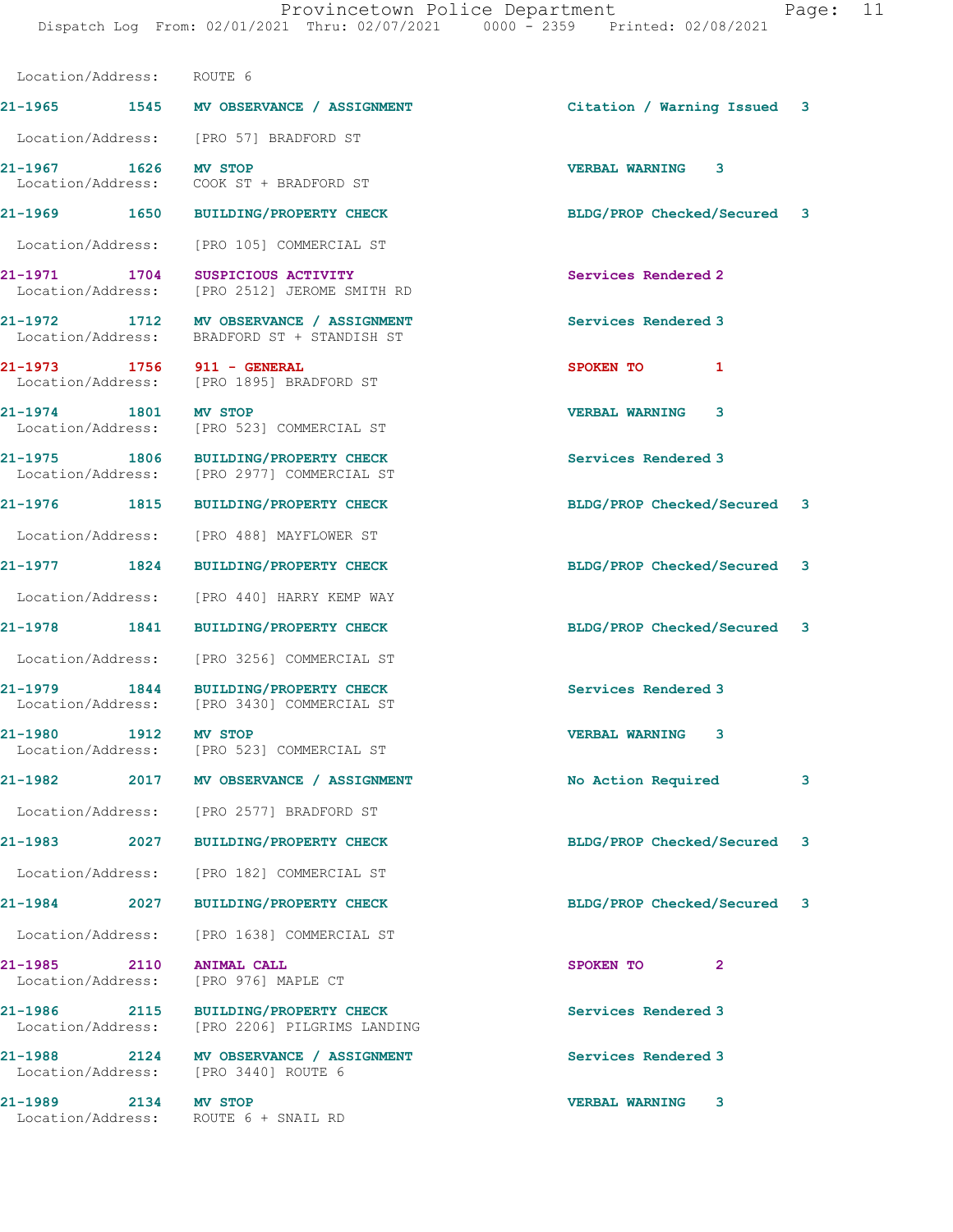Location/Address: ROUTE 6

| Call # | Time | Call Reason | Action | Priority |
|---|---|---|---|---|
| 21-1965 | 1545 | MV OBSERVANCE / ASSIGNMENT | Citation / Warning Issued | 3 |
| | | Location/Address: [PRO 57] BRADFORD ST | | |
| 21-1967 | 1626 | MV STOP | VERBAL WARNING | 3 |
| | | Location/Address: COOK ST + BRADFORD ST | | |
| 21-1969 | 1650 | BUILDING/PROPERTY CHECK | BLDG/PROP Checked/Secured | 3 |
| | | Location/Address: [PRO 105] COMMERCIAL ST | | |
| 21-1971 | 1704 | SUSPICIOUS ACTIVITY | Services Rendered | 2 |
| | | Location/Address: [PRO 2512] JEROME SMITH RD | | |
| 21-1972 | 1712 | MV OBSERVANCE / ASSIGNMENT | Services Rendered | 3 |
| | | Location/Address: BRADFORD ST + STANDISH ST | | |
| 21-1973 | 1756 | 911 - GENERAL | SPOKEN TO | 1 |
| | | Location/Address: [PRO 1895] BRADFORD ST | | |
| 21-1974 | 1801 | MV STOP | VERBAL WARNING | 3 |
| | | Location/Address: [PRO 523] COMMERCIAL ST | | |
| 21-1975 | 1806 | BUILDING/PROPERTY CHECK | Services Rendered | 3 |
| | | Location/Address: [PRO 2977] COMMERCIAL ST | | |
| 21-1976 | 1815 | BUILDING/PROPERTY CHECK | BLDG/PROP Checked/Secured | 3 |
| | | Location/Address: [PRO 488] MAYFLOWER ST | | |
| 21-1977 | 1824 | BUILDING/PROPERTY CHECK | BLDG/PROP Checked/Secured | 3 |
| | | Location/Address: [PRO 440] HARRY KEMP WAY | | |
| 21-1978 | 1841 | BUILDING/PROPERTY CHECK | BLDG/PROP Checked/Secured | 3 |
| | | Location/Address: [PRO 3256] COMMERCIAL ST | | |
| 21-1979 | 1844 | BUILDING/PROPERTY CHECK | Services Rendered | 3 |
| | | Location/Address: [PRO 3430] COMMERCIAL ST | | |
| 21-1980 | 1912 | MV STOP | VERBAL WARNING | 3 |
| | | Location/Address: [PRO 523] COMMERCIAL ST | | |
| 21-1982 | 2017 | MV OBSERVANCE / ASSIGNMENT | No Action Required | 3 |
| | | Location/Address: [PRO 2577] BRADFORD ST | | |
| 21-1983 | 2027 | BUILDING/PROPERTY CHECK | BLDG/PROP Checked/Secured | 3 |
| | | Location/Address: [PRO 182] COMMERCIAL ST | | |
| 21-1984 | 2027 | BUILDING/PROPERTY CHECK | BLDG/PROP Checked/Secured | 3 |
| | | Location/Address: [PRO 1638] COMMERCIAL ST | | |
| 21-1985 | 2110 | ANIMAL CALL | SPOKEN TO | 2 |
| | | Location/Address: [PRO 976] MAPLE CT | | |
| 21-1986 | 2115 | BUILDING/PROPERTY CHECK | Services Rendered | 3 |
| | | Location/Address: [PRO 2206] PILGRIMS LANDING | | |
| 21-1988 | 2124 | MV OBSERVANCE / ASSIGNMENT | Services Rendered | 3 |
| | | Location/Address: [PRO 3440] ROUTE 6 | | |
| 21-1989 | 2134 | MV STOP | VERBAL WARNING | 3 |
| | | Location/Address: ROUTE 6 + SNAIL RD | | |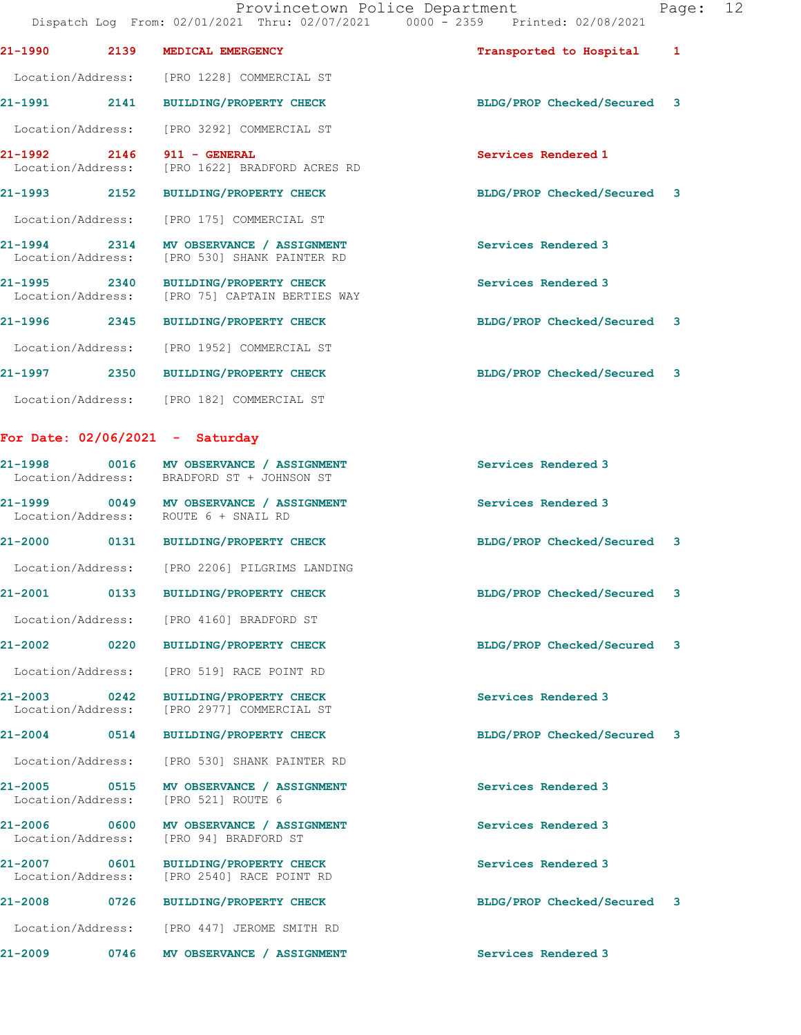21-1990 2139 MEDICAL EMERGENCY Transported to Hospital 1

Location/Address: [PRO 1228] COMMERCIAL ST

21-1991 2141 BUILDING/PROPERTY CHECK BLDG/PROP Checked/Secured 3

Location/Address: [PRO 3292] COMMERCIAL ST

21-1992 2146 911 - GENERAL Services Rendered 1
Location/Address: [PRO 1622] BRADFORD ACRES RD

21-1993 2152 BUILDING/PROPERTY CHECK BLDG/PROP Checked/Secured 3

Location/Address: [PRO 175] COMMERCIAL ST

21-1994 2314 MV OBSERVANCE / ASSIGNMENT Services Rendered 3
Location/Address: [PRO 530] SHANK PAINTER RD

21-1995 2340 BUILDING/PROPERTY CHECK Services Rendered 3
Location/Address: [PRO 75] CAPTAIN BERTIES WAY

21-1996 2345 BUILDING/PROPERTY CHECK BLDG/PROP Checked/Secured 3

Location/Address: [PRO 1952] COMMERCIAL ST

21-1997 2350 BUILDING/PROPERTY CHECK BLDG/PROP Checked/Secured 3

Location/Address: [PRO 182] COMMERCIAL ST

**For Date: 02/06/2021 - Saturday**

21-1998 0016 MV OBSERVANCE / ASSIGNMENT Services Rendered 3
Location/Address: BRADFORD ST + JOHNSON ST

21-1999 0049 MV OBSERVANCE / ASSIGNMENT Services Rendered 3
Location/Address: ROUTE 6 + SNAIL RD

21-2000 0131 BUILDING/PROPERTY CHECK BLDG/PROP Checked/Secured 3

Location/Address: [PRO 2206] PILGRIMS LANDING

21-2001 0133 BUILDING/PROPERTY CHECK BLDG/PROP Checked/Secured 3

Location/Address: [PRO 4160] BRADFORD ST

21-2002 0220 BUILDING/PROPERTY CHECK BLDG/PROP Checked/Secured 3

Location/Address: [PRO 519] RACE POINT RD

21-2003 0242 BUILDING/PROPERTY CHECK Services Rendered 3
Location/Address: [PRO 2977] COMMERCIAL ST

21-2004 0514 BUILDING/PROPERTY CHECK BLDG/PROP Checked/Secured 3

Location/Address: [PRO 530] SHANK PAINTER RD

21-2005 0515 MV OBSERVANCE / ASSIGNMENT Services Rendered 3
Location/Address: [PRO 521] ROUTE 6

21-2006 0600 MV OBSERVANCE / ASSIGNMENT Services Rendered 3
Location/Address: [PRO 94] BRADFORD ST

21-2007 0601 BUILDING/PROPERTY CHECK Services Rendered 3
Location/Address: [PRO 2540] RACE POINT RD

21-2008 0726 BUILDING/PROPERTY CHECK BLDG/PROP Checked/Secured 3

Location/Address: [PRO 447] JEROME SMITH RD

21-2009 0746 MV OBSERVANCE / ASSIGNMENT Services Rendered 3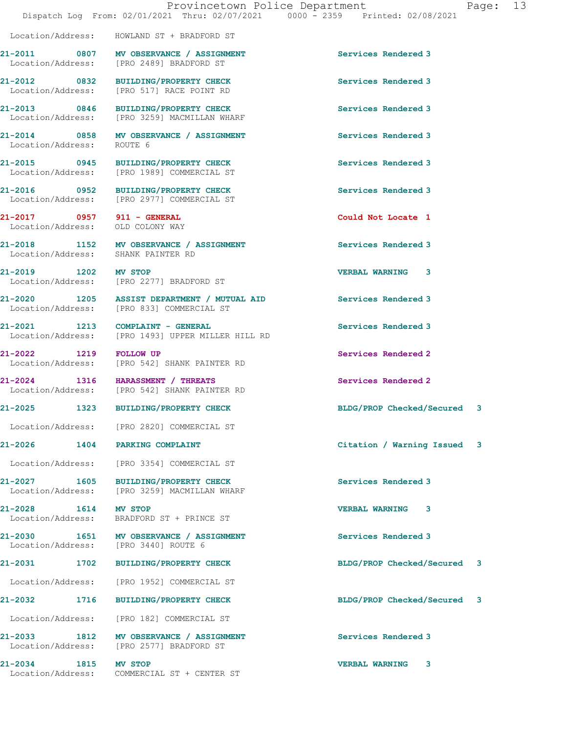Location/Address: HOWLAND ST + BRADFORD ST

| Call Number | Time | Call Reason | Action | Priority |
|---|---|---|---|---|
| 21-2011 | 0807 | MV OBSERVANCE / ASSIGNMENT | Services Rendered | 3 |
| | | Location/Address: [PRO 2489] BRADFORD ST | | |
| 21-2012 | 0832 | BUILDING/PROPERTY CHECK | Services Rendered | 3 |
| | | Location/Address: [PRO 517] RACE POINT RD | | |
| 21-2013 | 0846 | BUILDING/PROPERTY CHECK | Services Rendered | 3 |
| | | Location/Address: [PRO 3259] MACMILLAN WHARF | | |
| 21-2014 | 0858 | MV OBSERVANCE / ASSIGNMENT | Services Rendered | 3 |
| | | Location/Address: ROUTE 6 | | |
| 21-2015 | 0945 | BUILDING/PROPERTY CHECK | Services Rendered | 3 |
| | | Location/Address: [PRO 1989] COMMERCIAL ST | | |
| 21-2016 | 0952 | BUILDING/PROPERTY CHECK | Services Rendered | 3 |
| | | Location/Address: [PRO 2977] COMMERCIAL ST | | |
| 21-2017 | 0957 | 911 - GENERAL | Could Not Locate | 1 |
| | | Location/Address: OLD COLONY WAY | | |
| 21-2018 | 1152 | MV OBSERVANCE / ASSIGNMENT | Services Rendered | 3 |
| | | Location/Address: SHANK PAINTER RD | | |
| 21-2019 | 1202 | MV STOP | VERBAL WARNING | 3 |
| | | Location/Address: [PRO 2277] BRADFORD ST | | |
| 21-2020 | 1205 | ASSIST DEPARTMENT / MUTUAL AID | Services Rendered | 3 |
| | | Location/Address: [PRO 833] COMMERCIAL ST | | |
| 21-2021 | 1213 | COMPLAINT - GENERAL | Services Rendered | 3 |
| | | Location/Address: [PRO 1493] UPPER MILLER HILL RD | | |
| 21-2022 | 1219 | FOLLOW UP | Services Rendered | 2 |
| | | Location/Address: [PRO 542] SHANK PAINTER RD | | |
| 21-2024 | 1316 | HARASSMENT / THREATS | Services Rendered | 2 |
| | | Location/Address: [PRO 542] SHANK PAINTER RD | | |
| 21-2025 | 1323 | BUILDING/PROPERTY CHECK | BLDG/PROP Checked/Secured | 3 |
| | | Location/Address: [PRO 2820] COMMERCIAL ST | | |
| 21-2026 | 1404 | PARKING COMPLAINT | Citation / Warning Issued | 3 |
| | | Location/Address: [PRO 3354] COMMERCIAL ST | | |
| 21-2027 | 1605 | BUILDING/PROPERTY CHECK | Services Rendered | 3 |
| | | Location/Address: [PRO 3259] MACMILLAN WHARF | | |
| 21-2028 | 1614 | MV STOP | VERBAL WARNING | 3 |
| | | Location/Address: BRADFORD ST + PRINCE ST | | |
| 21-2030 | 1651 | MV OBSERVANCE / ASSIGNMENT | Services Rendered | 3 |
| | | Location/Address: [PRO 3440] ROUTE 6 | | |
| 21-2031 | 1702 | BUILDING/PROPERTY CHECK | BLDG/PROP Checked/Secured | 3 |
| | | Location/Address: [PRO 1952] COMMERCIAL ST | | |
| 21-2032 | 1716 | BUILDING/PROPERTY CHECK | BLDG/PROP Checked/Secured | 3 |
| | | Location/Address: [PRO 182] COMMERCIAL ST | | |
| 21-2033 | 1812 | MV OBSERVANCE / ASSIGNMENT | Services Rendered | 3 |
| | | Location/Address: [PRO 2577] BRADFORD ST | | |
| 21-2034 | 1815 | MV STOP | VERBAL WARNING | 3 |
| | | Location/Address: COMMERCIAL ST + CENTER ST | | |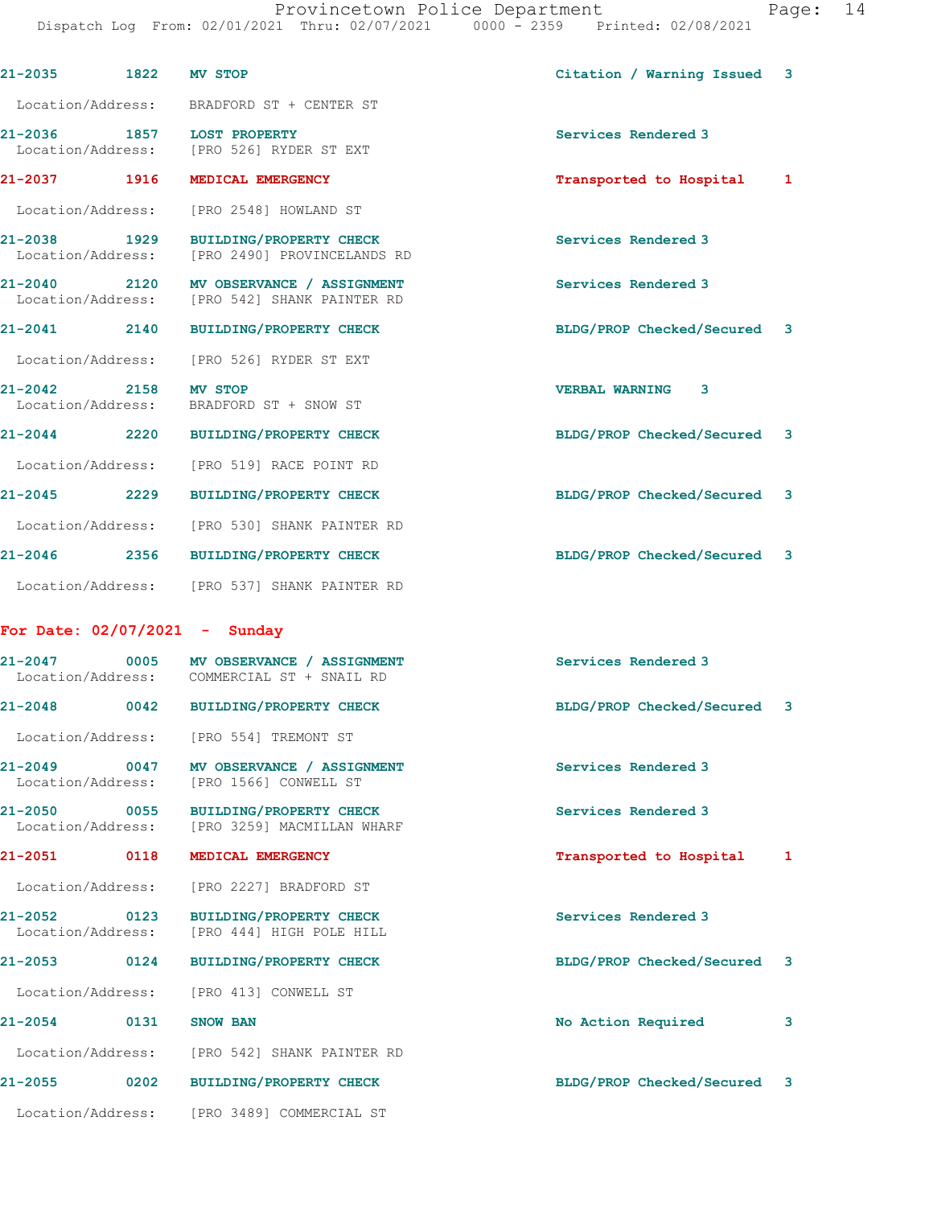21-2035 1822 **MV STOP** Citation / Warning Issued 3

Location/Address: BRADFORD ST + CENTER ST

21-2036 1857 **LOST PROPERTY** Services Rendered 3
Location/Address: [PRO 526] RYDER ST EXT

21-2037 1916 **MEDICAL EMERGENCY** Transported to Hospital 1

Location/Address: [PRO 2548] HOWLAND ST

21-2038 1929 **BUILDING/PROPERTY CHECK** Services Rendered 3
Location/Address: [PRO 2490] PROVINCELANDS RD

21-2040 2120 **MV OBSERVANCE / ASSIGNMENT** Services Rendered 3
Location/Address: [PRO 542] SHANK PAINTER RD

21-2041 2140 **BUILDING/PROPERTY CHECK** BLDG/PROP Checked/Secured 3

Location/Address: [PRO 526] RYDER ST EXT

21-2042 2158 **MV STOP** VERBAL WARNING 3
Location/Address: BRADFORD ST + SNOW ST

21-2044 2220 **BUILDING/PROPERTY CHECK** BLDG/PROP Checked/Secured 3

Location/Address: [PRO 519] RACE POINT RD

21-2045 2229 **BUILDING/PROPERTY CHECK** BLDG/PROP Checked/Secured 3

Location/Address: [PRO 530] SHANK PAINTER RD

21-2046 2356 **BUILDING/PROPERTY CHECK** BLDG/PROP Checked/Secured 3

Location/Address: [PRO 537] SHANK PAINTER RD

**For Date: 02/07/2021 - Sunday**

21-2047 0005 **MV OBSERVANCE / ASSIGNMENT** Services Rendered 3
Location/Address: COMMERCIAL ST + SNAIL RD

21-2048 0042 **BUILDING/PROPERTY CHECK** BLDG/PROP Checked/Secured 3

Location/Address: [PRO 554] TREMONT ST

21-2049 0047 **MV OBSERVANCE / ASSIGNMENT** Services Rendered 3
Location/Address: [PRO 1566] CONWELL ST

21-2050 0055 **BUILDING/PROPERTY CHECK** Services Rendered 3
Location/Address: [PRO 3259] MACMILLAN WHARF

21-2051 0118 **MEDICAL EMERGENCY** Transported to Hospital 1

Location/Address: [PRO 2227] BRADFORD ST

21-2052 0123 **BUILDING/PROPERTY CHECK** Services Rendered 3
Location/Address: [PRO 444] HIGH POLE HILL

21-2053 0124 **BUILDING/PROPERTY CHECK** BLDG/PROP Checked/Secured 3

Location/Address: [PRO 413] CONWELL ST

21-2054 0131 **SNOW BAN** No Action Required 3

Location/Address: [PRO 542] SHANK PAINTER RD

21-2055 0202 **BUILDING/PROPERTY CHECK** BLDG/PROP Checked/Secured 3

Location/Address: [PRO 3489] COMMERCIAL ST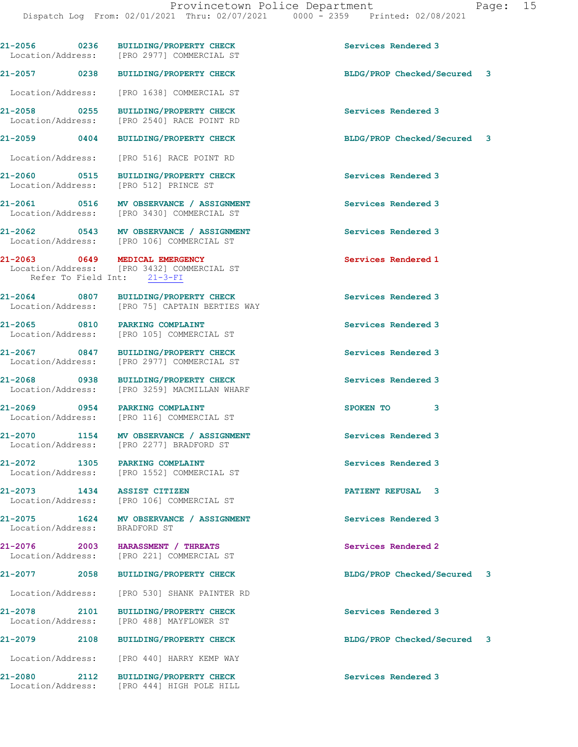| Call # | Time | Call Type | Disposition |
|---|---|---|---|
| 21-2056 | 0236 | BUILDING/PROPERTY CHECK | Services Rendered 3 |
| Location/Address: [PRO 2977] COMMERCIAL ST | | | |
| 21-2057 | 0238 | BUILDING/PROPERTY CHECK | BLDG/PROP Checked/Secured 3 |
| Location/Address: [PRO 1638] COMMERCIAL ST | | | |
| 21-2058 | 0255 | BUILDING/PROPERTY CHECK | Services Rendered 3 |
| Location/Address: [PRO 2540] RACE POINT RD | | | |
| 21-2059 | 0404 | BUILDING/PROPERTY CHECK | BLDG/PROP Checked/Secured 3 |
| Location/Address: [PRO 516] RACE POINT RD | | | |
| 21-2060 | 0515 | BUILDING/PROPERTY CHECK | Services Rendered 3 |
| Location/Address: [PRO 512] PRINCE ST | | | |
| 21-2061 | 0516 | MV OBSERVANCE / ASSIGNMENT | Services Rendered 3 |
| Location/Address: [PRO 3430] COMMERCIAL ST | | | |
| 21-2062 | 0543 | MV OBSERVANCE / ASSIGNMENT | Services Rendered 3 |
| Location/Address: [PRO 106] COMMERCIAL ST | | | |
| 21-2063 | 0649 | MEDICAL EMERGENCY | Services Rendered 1 |
| Location/Address: [PRO 3432] COMMERCIAL ST; Refer To Field Int: 21-3-FI | | | |
| 21-2064 | 0807 | BUILDING/PROPERTY CHECK | Services Rendered 3 |
| Location/Address: [PRO 75] CAPTAIN BERTIES WAY | | | |
| 21-2065 | 0810 | PARKING COMPLAINT | Services Rendered 3 |
| Location/Address: [PRO 105] COMMERCIAL ST | | | |
| 21-2067 | 0847 | BUILDING/PROPERTY CHECK | Services Rendered 3 |
| Location/Address: [PRO 2977] COMMERCIAL ST | | | |
| 21-2068 | 0938 | BUILDING/PROPERTY CHECK | Services Rendered 3 |
| Location/Address: [PRO 3259] MACMILLAN WHARF | | | |
| 21-2069 | 0954 | PARKING COMPLAINT | SPOKEN TO 3 |
| Location/Address: [PRO 116] COMMERCIAL ST | | | |
| 21-2070 | 1154 | MV OBSERVANCE / ASSIGNMENT | Services Rendered 3 |
| Location/Address: [PRO 2277] BRADFORD ST | | | |
| 21-2072 | 1305 | PARKING COMPLAINT | Services Rendered 3 |
| Location/Address: [PRO 1552] COMMERCIAL ST | | | |
| 21-2073 | 1434 | ASSIST CITIZEN | PATIENT REFUSAL 3 |
| Location/Address: [PRO 106] COMMERCIAL ST | | | |
| 21-2075 | 1624 | MV OBSERVANCE / ASSIGNMENT | Services Rendered 3 |
| Location/Address: BRADFORD ST | | | |
| 21-2076 | 2003 | HARASSMENT / THREATS | Services Rendered 2 |
| Location/Address: [PRO 221] COMMERCIAL ST | | | |
| 21-2077 | 2058 | BUILDING/PROPERTY CHECK | BLDG/PROP Checked/Secured 3 |
| Location/Address: [PRO 530] SHANK PAINTER RD | | | |
| 21-2078 | 2101 | BUILDING/PROPERTY CHECK | Services Rendered 3 |
| Location/Address: [PRO 488] MAYFLOWER ST | | | |
| 21-2079 | 2108 | BUILDING/PROPERTY CHECK | BLDG/PROP Checked/Secured 3 |
| Location/Address: [PRO 440] HARRY KEMP WAY | | | |
| 21-2080 | 2112 | BUILDING/PROPERTY CHECK | Services Rendered 3 |
| Location/Address: [PRO 444] HIGH POLE HILL | | | |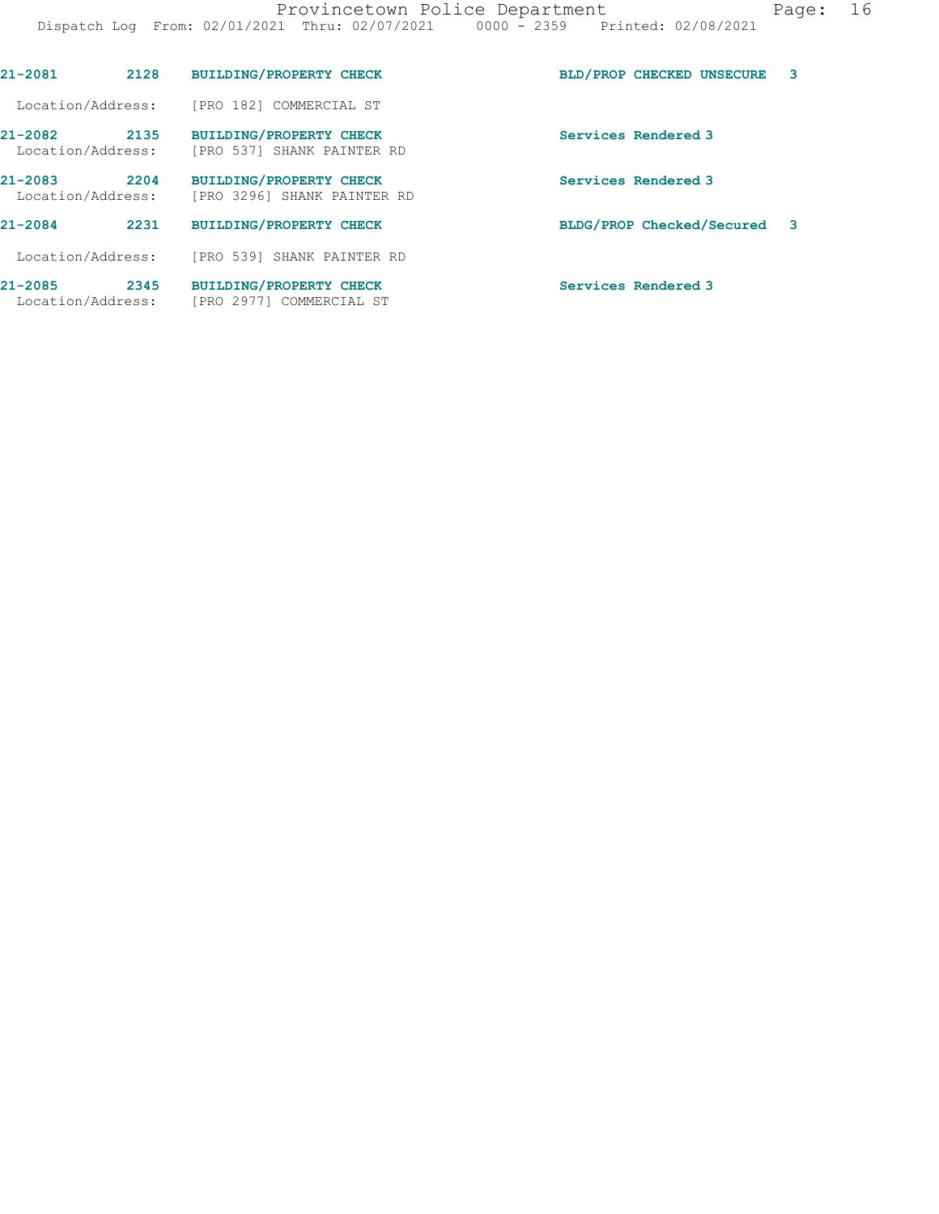21-2081 2128 **BUILDING/PROPERTY CHECK** BLD/PROP CHECKED UNSECURE 3

Location/Address: [PRO 182] COMMERCIAL ST

21-2082 2135 **BUILDING/PROPERTY CHECK** Services Rendered 3

Location/Address: [PRO 537] SHANK PAINTER RD

21-2083 2204 **BUILDING/PROPERTY CHECK** Services Rendered 3

Location/Address: [PRO 3296] SHANK PAINTER RD

21-2084 2231 **BUILDING/PROPERTY CHECK** BLDG/PROP Checked/Secured 3

Location/Address: [PRO 539] SHANK PAINTER RD

21-2085 2345 **BUILDING/PROPERTY CHECK** Services Rendered 3

Location/Address: [PRO 2977] COMMERCIAL ST